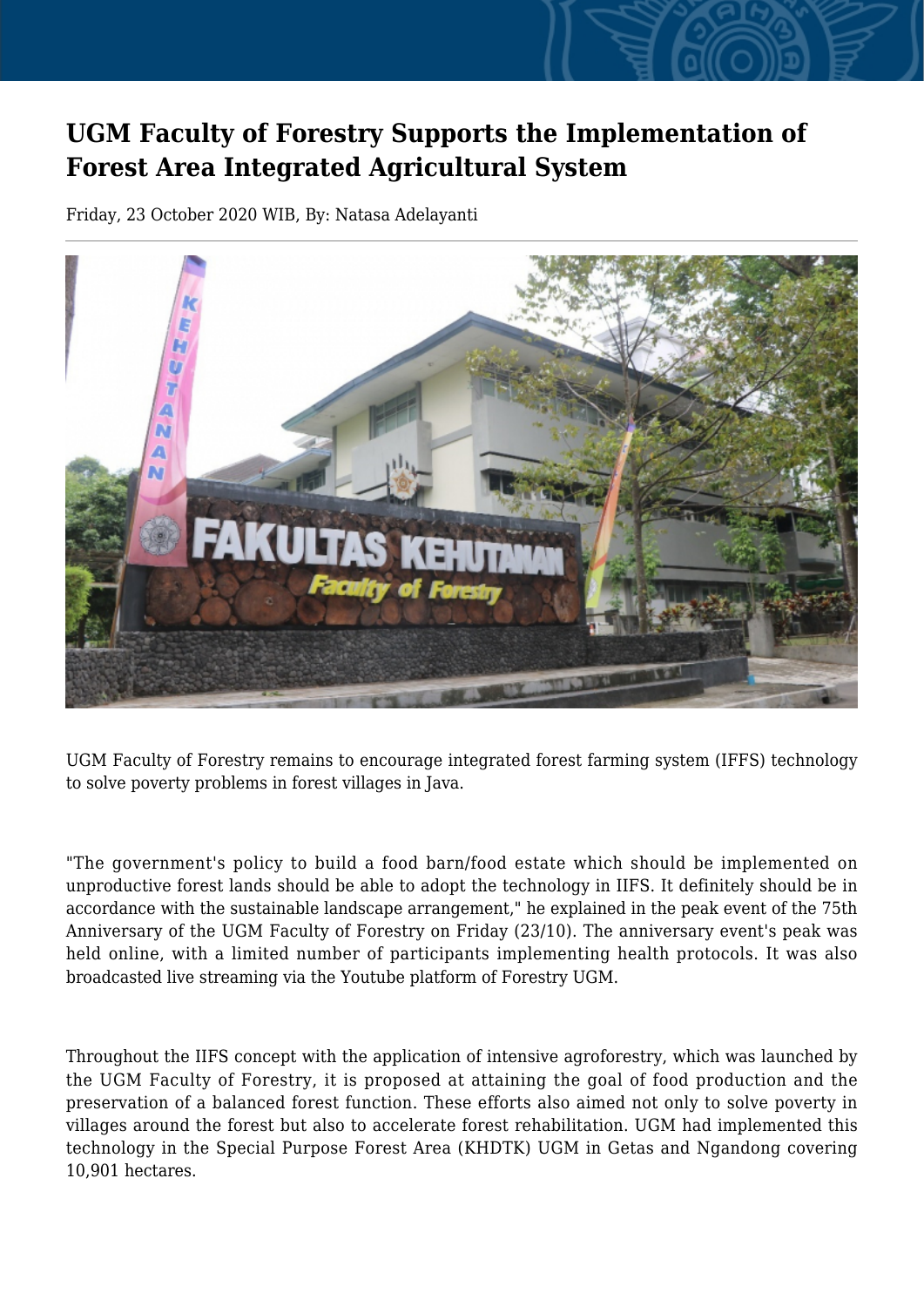# UGM Faculty of Forestry Supports the Implementation of Forest Area Integrated Agricultural System

Friday, 23 October 2020 WIB, By: Natasa Adelayanti

UGM Faculty of Forestry remains to encourage integrated forest farming system (IFFS) technology to solve poverty problems in forest villages in Java.

"The government's policy to build a food barn/food estate which should be implemented on unproductive forest lands should be able to adopt the technology in IIFS. It definitely should be in accordance with the sustainable landscape arrangement," he explained in the peak event of the 75th Anniversary of the UGM Faculty of Forestry on Friday (23/10). The anniversary event's peak was held online, with a limited number of participants implementing health protocols. It was also broadcasted live streaming via the Youtube platform of Forestry UGM.

Throughout the IIFS concept with the application of intensive agroforestry, which was launched by the UGM Faculty of Forestry, it is proposed at attaining the goal of food production and the preservation of a balanced forest function. These efforts also aimed not only to solve poverty in villages around the forest but also to accelerate forest rehabilitation. UGM had implemented this technology in the Special Purpose Forest Area (KHDTK) UGM in Getas and Ngandong covering 10,901 hectares.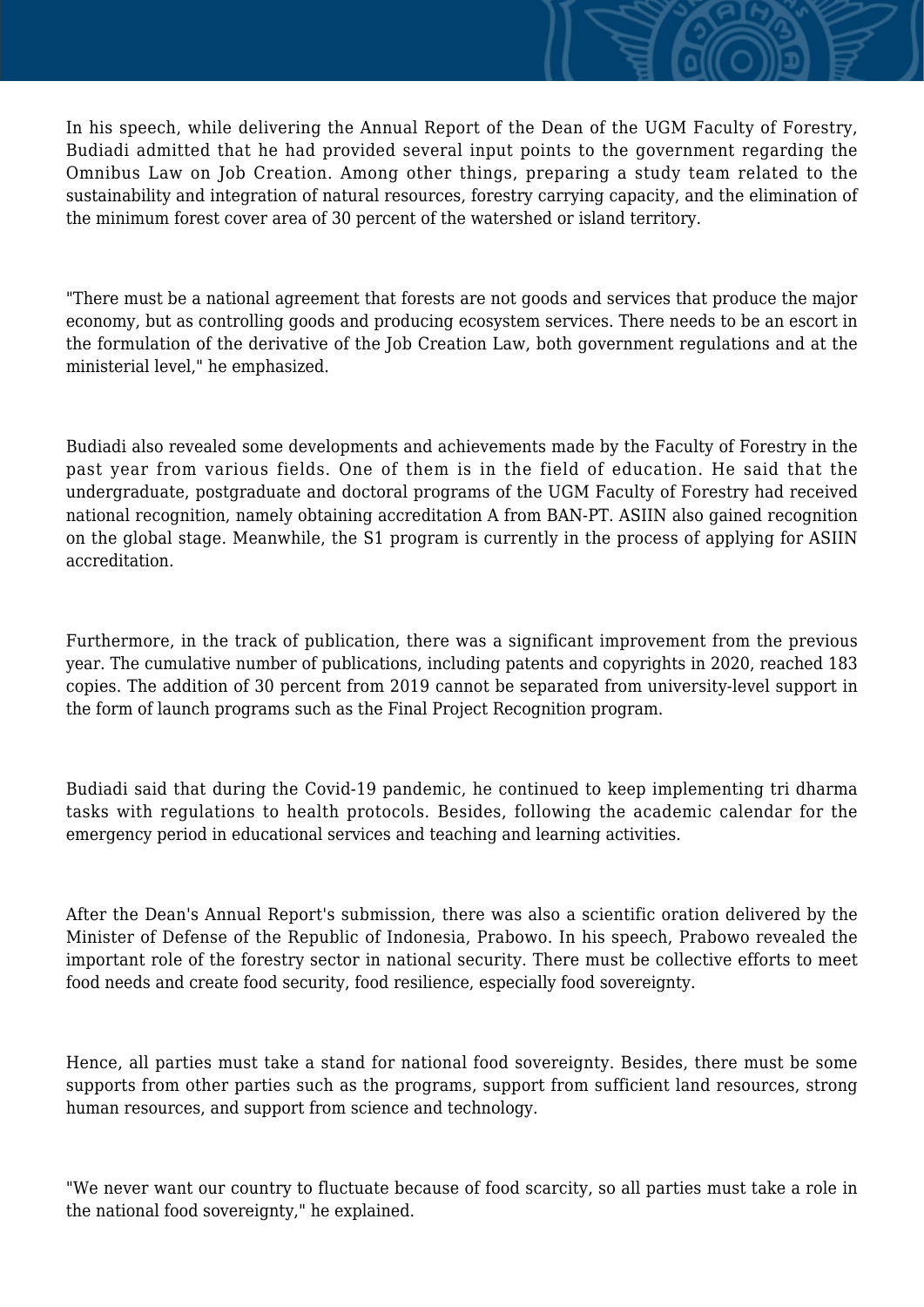In his speech, while delivering the Annual Report of the Dean of the UGM Faculty of Forestry, Budiadi admitted that he had provided several input points to the government regarding the Omnibus Law on Job Creation. Among other things, preparing a study team related to the sustainability and integration of natural resources, forestry carrying capacity, and the elimination of the minimum forest cover area of 30 percent of the watershed or island territory.

"There must be a national agreement that forests are not goods and services that produce the major economy, but as controlling goods and producing ecosystem services. There needs to be an escort in the formulation of the derivative of the Job Creation Law, both government regulations and at the ministerial level," he emphasized.

Budiadi also revealed some developments and achievements made by the Faculty of Forestry in the past year from various fields. One of them is in the field of education. He said that the undergraduate, postgraduate and doctoral programs of the UGM Faculty of Forestry had received national recognition, namely obtaining accreditation A from BAN-PT. ASIIN also gained recognition on the global stage. Meanwhile, the S1 program is currently in the process of applying for ASIIN accreditation.

Furthermore, in the track of publication, there was a significant improvement from the previous year. The cumulative number of publications, including patents and copyrights in 2020, reached 183 copies. The addition of 30 percent from 2019 cannot be separated from university-level support in the form of launch programs such as the Final Project Recognition program.

Budiadi said that during the Covid-19 pandemic, he continued to keep implementing tri dharma tasks with regulations to health protocols. Besides, following the academic calendar for the emergency period in educational services and teaching and learning activities.

After the Dean's Annual Report's submission, there was also a scientific oration delivered by the Minister of Defense of the Republic of Indonesia, Prabowo. In his speech, Prabowo revealed the important role of the forestry sector in national security. There must be collective efforts to meet food needs and create food security, food resilience, especially food sovereignty.

Hence, all parties must take a stand for national food sovereignty. Besides, there must be some supports from other parties such as the programs, support from sufficient land resources, strong human resources, and support from science and technology.

"We never want our country to fluctuate because of food scarcity, so all parties must take a role in the national food sovereignty," he explained.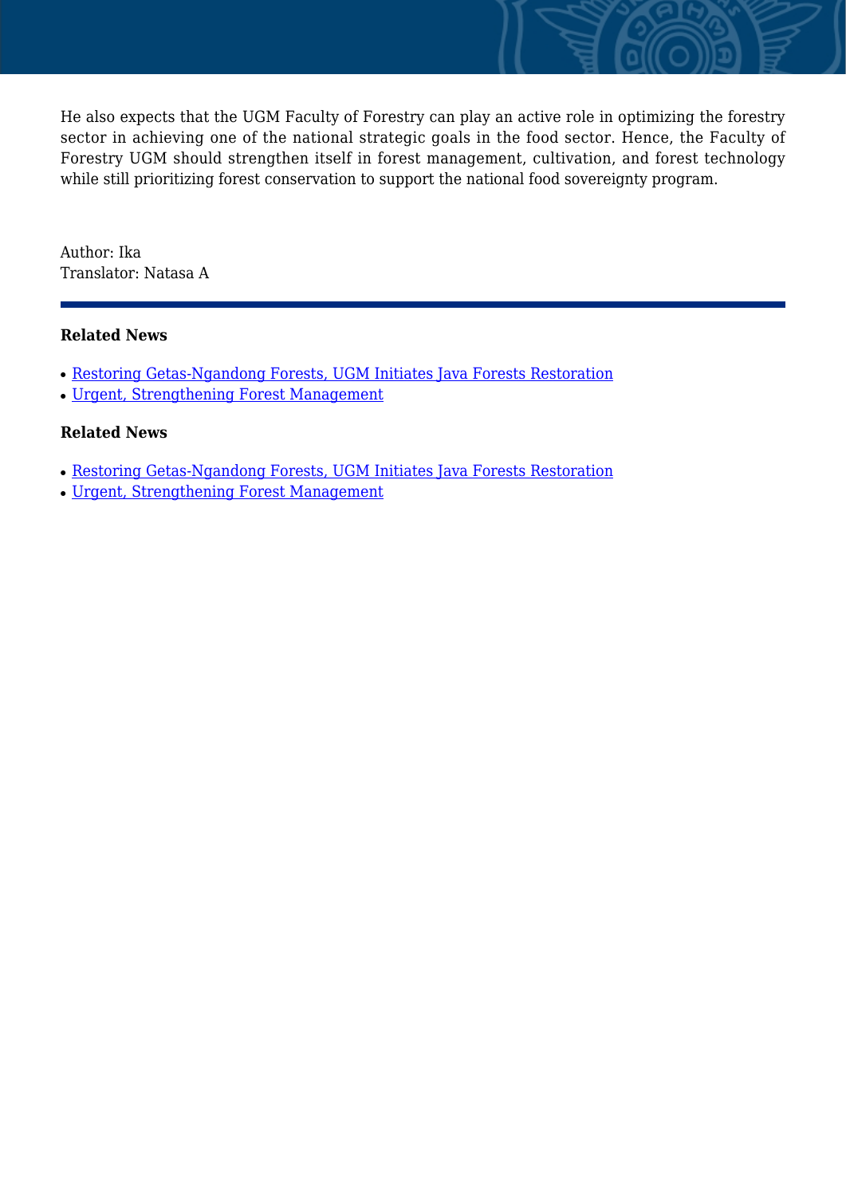He also expects that the UGM Faculty of Forestry can play an active role in optimizing the forestry sector in achieving one of the national strategic goals in the food sector. Hence, the Faculty of Forestry UGM should strengthen itself in forest management, cultivation, and forest technology while still prioritizing forest conservation to support the national food sovereignty program.

Author: Ika
Translator: Natasa A

---

**Related News**

- Restoring Getas-Ngandong Forests, UGM Initiates Java Forests Restoration
- Urgent, Strengthening Forest Management

**Related News**

- Restoring Getas-Ngandong Forests, UGM Initiates Java Forests Restoration
- Urgent, Strengthening Forest Management